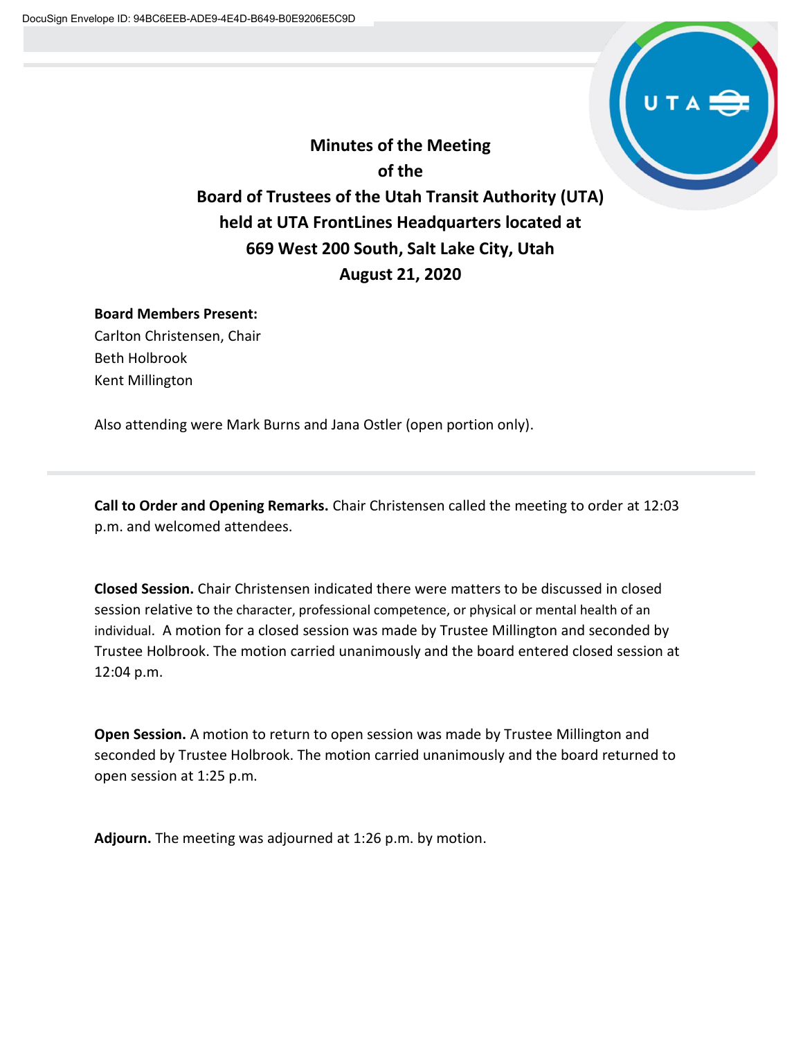DocuSign Envelope ID: 94BC6EEB-ADE9-4E4D-B649-B0E9206E5C9D

# Minutes of the Meeting of the Board of Trustees of the Utah Transit Authority (UTA) held at UTA FrontLines Headquarters located at 669 West 200 South, Salt Lake City, Utah August 21, 2020

**Board Members Present:**
Carlton Christensen, Chair
Beth Holbrook
Kent Millington

Also attending were Mark Burns and Jana Ostler (open portion only).

---

**Call to Order and Opening Remarks.** Chair Christensen called the meeting to order at 12:03 p.m. and welcomed attendees.

**Closed Session.** Chair Christensen indicated there were matters to be discussed in closed session relative to the character, professional competence, or physical or mental health of an individual. A motion for a closed session was made by Trustee Millington and seconded by Trustee Holbrook. The motion carried unanimously and the board entered closed session at 12:04 p.m.

**Open Session.** A motion to return to open session was made by Trustee Millington and seconded by Trustee Holbrook. The motion carried unanimously and the board returned to open session at 1:25 p.m.

**Adjourn.** The meeting was adjourned at 1:26 p.m. by motion.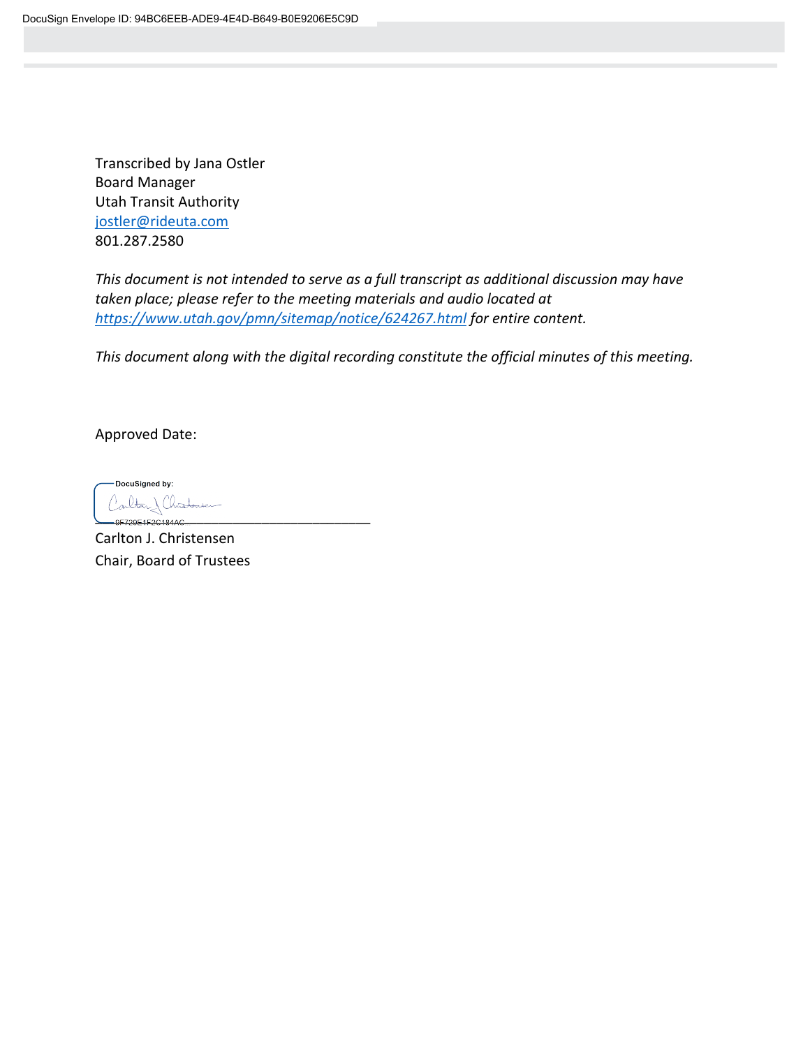Transcribed by Jana Ostler
Board Manager
Utah Transit Authority
[jostler@rideuta.com](mailto:jostler@rideuta.com)
801.287.2580

*This document is not intended to serve as a full transcript as additional discussion may have taken place; please refer to the meeting materials and audio located at [https://www.utah.gov/pmn/sitemap/notice/624267.html](https://www.utah.gov/pmn/sitemap/notice/624267.html) for entire content.*

*This document along with the digital recording constitute the official minutes of this meeting.*

Approved Date:

DocuSigned by:

Carlton J. Christensen
Chair, Board of Trustees